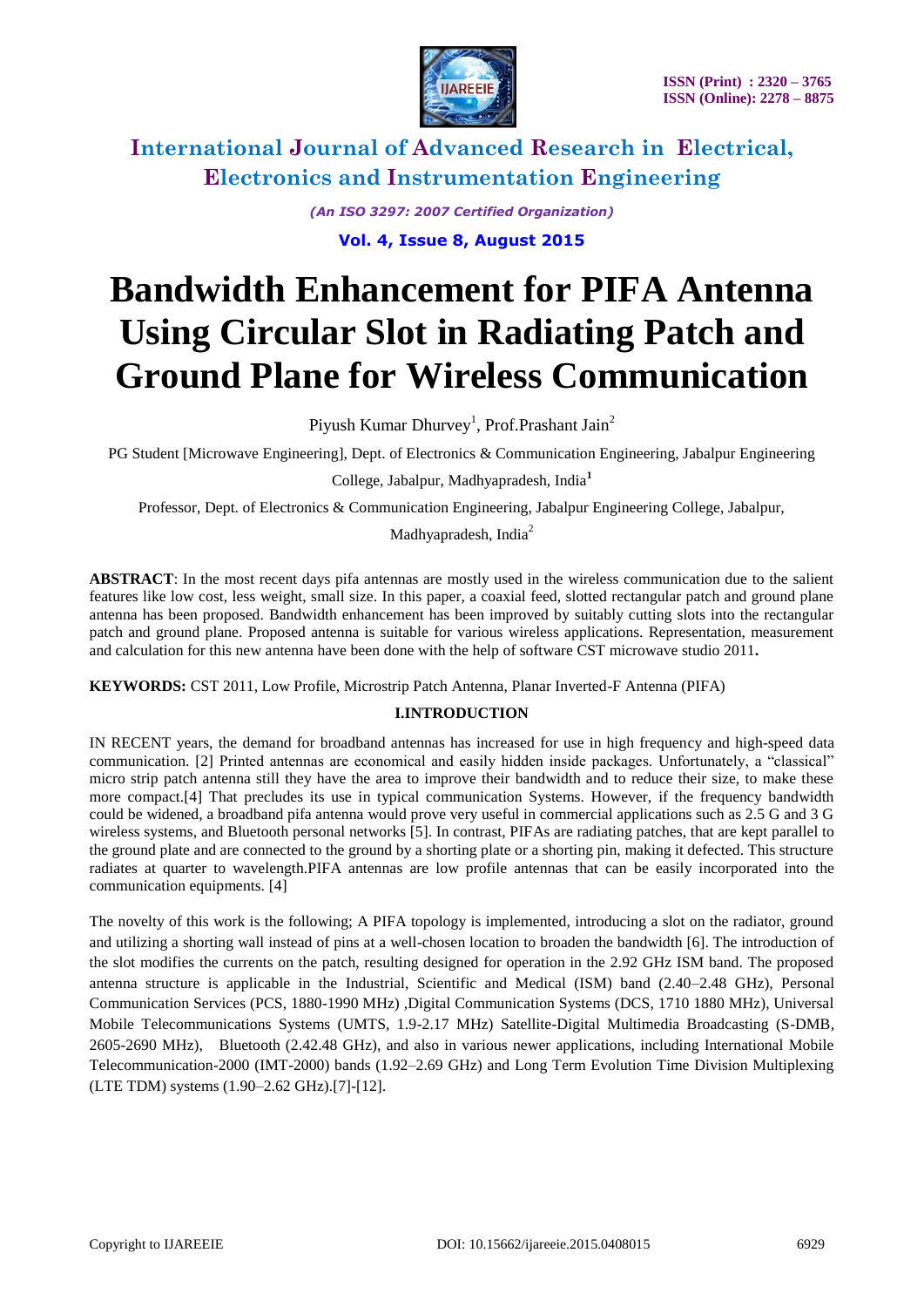# Bandwidth Enhancement for PIFA Antenna Using Circular Slot in Radiating Patch and Ground Plane for Wireless Communication

Piyush Kumar Dhurvey[1], Prof.Prashant Jain[2]

PG Student [Microwave Engineering], Dept. of Electronics & Communication Engineering, Jabalpur Engineering College, Jabalpur, Madhyapradesh, India[1]

Professor, Dept. of Electronics & Communication Engineering, Jabalpur Engineering College, Jabalpur, Madhyapradesh, India[2]

**ABSTRACT**: In the most recent days pifa antennas are mostly used in the wireless communication due to the salient features like low cost, less weight, small size. In this paper, a coaxial feed, slotted rectangular patch and ground plane antenna has been proposed. Bandwidth enhancement has been improved by suitably cutting slots into the rectangular patch and ground plane. Proposed antenna is suitable for various wireless applications. Representation, measurement and calculation for this new antenna have been done with the help of software CST microwave studio 2011**.**

**KEYWORDS:** CST 2011, Low Profile, Microstrip Patch Antenna, Planar Inverted-F Antenna (PIFA)

## I.INTRODUCTION

IN RECENT years, the demand for broadband antennas has increased for use in high frequency and high-speed data communication. [2] Printed antennas are economical and easily hidden inside packages. Unfortunately, a "classical" micro strip patch antenna still they have the area to improve their bandwidth and to reduce their size, to make these more compact.[4] That precludes its use in typical communication Systems. However, if the frequency bandwidth could be widened, a broadband pifa antenna would prove very useful in commercial applications such as 2.5 G and 3 G wireless systems, and Bluetooth personal networks [5]. In contrast, PIFAs are radiating patches, that are kept parallel to the ground plate and are connected to the ground by a shorting plate or a shorting pin, making it defected. This structure radiates at quarter to wavelength.PIFA antennas are low profile antennas that can be easily incorporated into the communication equipments. [4]

The novelty of this work is the following; A PIFA topology is implemented, introducing a slot on the radiator, ground and utilizing a shorting wall instead of pins at a well-chosen location to broaden the bandwidth [6]. The introduction of the slot modifies the currents on the patch, resulting designed for operation in the 2.92 GHz ISM band. The proposed antenna structure is applicable in the Industrial, Scientific and Medical (ISM) band (2.40–2.48 GHz), Personal Communication Services (PCS, 1880-1990 MHz) ,Digital Communication Systems (DCS, 1710 1880 MHz), Universal Mobile Telecommunications Systems (UMTS, 1.9-2.17 MHz) Satellite-Digital Multimedia Broadcasting (S-DMB, 2605-2690 MHz), Bluetooth (2.42.48 GHz), and also in various newer applications, including International Mobile Telecommunication-2000 (IMT-2000) bands (1.92–2.69 GHz) and Long Term Evolution Time Division Multiplexing (LTE TDM) systems (1.90–2.62 GHz).[7]-[12].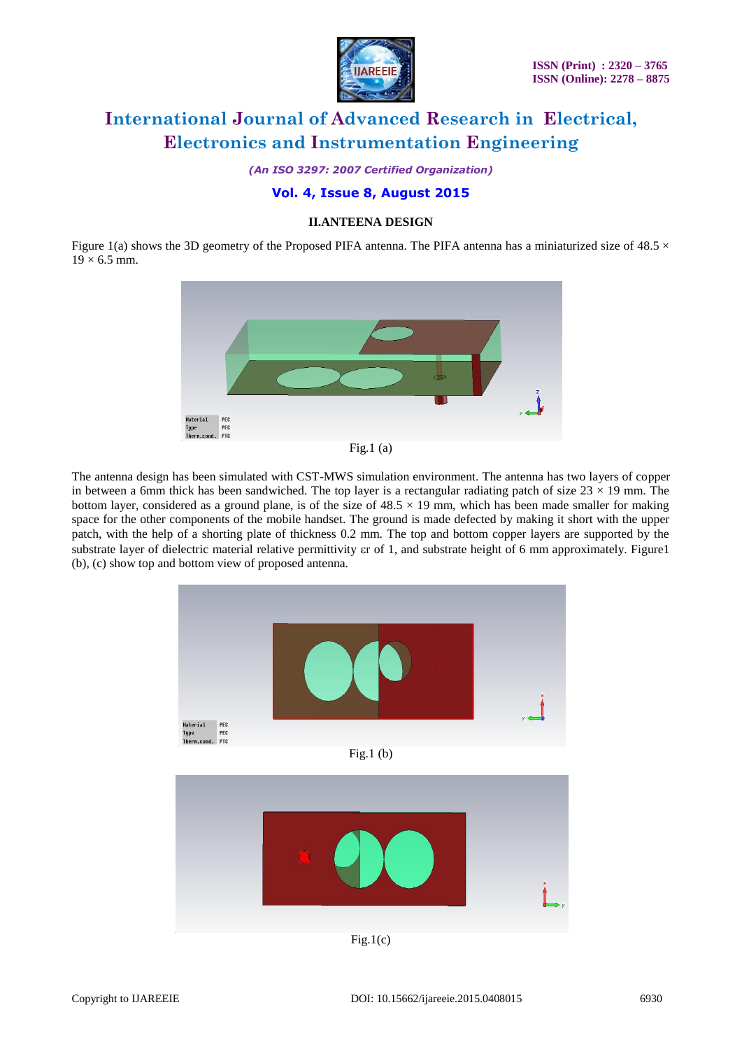## II.ANTEENA DESIGN

Figure 1(a) shows the 3D geometry of the Proposed PIFA antenna. The PIFA antenna has a miniaturized size of 48.5 × 19 × 6.5 mm.

Fig.1 (a)

The antenna design has been simulated with CST-MWS simulation environment. The antenna has two layers of copper in between a 6mm thick has been sandwiched. The top layer is a rectangular radiating patch of size 23 × 19 mm. The bottom layer, considered as a ground plane, is of the size of 48.5 × 19 mm, which has been made smaller for making space for the other components of the mobile handset. The ground is made defected by making it short with the upper patch, with the help of a shorting plate of thickness 0.2 mm. The top and bottom copper layers are supported by the substrate layer of dielectric material relative permittivity $\varepsilon r$ of 1, and substrate height of 6 mm approximately. Figure1 (b), (c) show top and bottom view of proposed antenna.

Fig.1 (b)

Fig.1(c)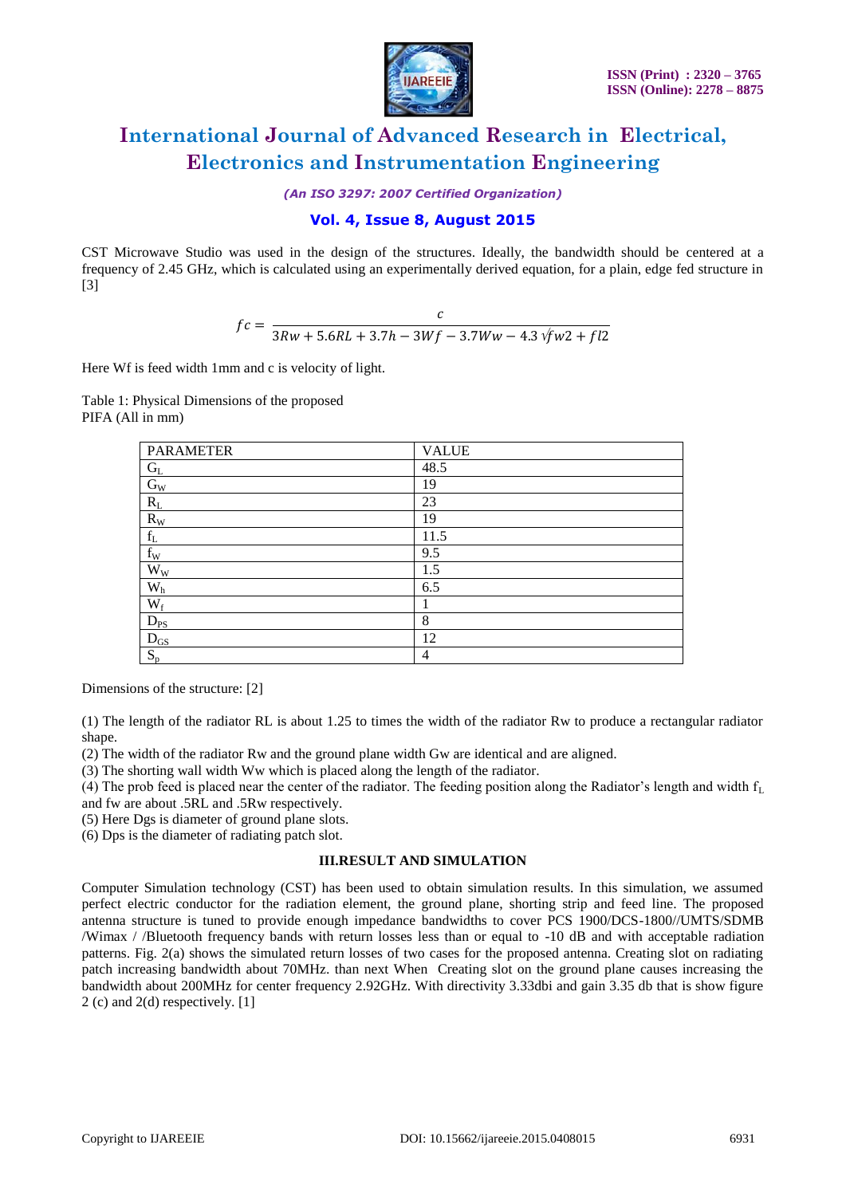CST Microwave Studio was used in the design of the structures. Ideally, the bandwidth should be centered at a frequency of 2.45 GHz, which is calculated using an experimentally derived equation, for a plain, edge fed structure in [3]

$$fc = \frac{c}{3Rw + 5.6RL + 3.7h - 3Wf - 3.7Ww - 4.3\sqrt{fw2 + fl2}}$$

Here Wf is feed width 1mm and c is velocity of light.

Table 1: Physical Dimensions of the proposed PIFA (All in mm)

| PARAMETER | VALUE |
|---|---|
| $G_L$ | 48.5 |
| $G_W$ | 19 |
| $R_L$ | 23 |
| $R_W$ | 19 |
| $f_L$ | 11.5 |
| $f_W$ | 9.5 |
| $W_W$ | 1.5 |
| $W_h$ | 6.5 |
| $W_f$ | 1 |
| $D_{PS}$ | 8 |
| $D_{GS}$ | 12 |
| $S_p$ | 4 |

Dimensions of the structure: [2]

(1) The length of the radiator RL is about 1.25 to times the width of the radiator Rw to produce a rectangular radiator shape.
(2) The width of the radiator Rw and the ground plane width Gw are identical and are aligned.
(3) The shorting wall width Ww which is placed along the length of the radiator.
(4) The prob feed is placed near the center of the radiator. The feeding position along the Radiator's length and width $f_L$ and fw are about .5RL and .5Rw respectively.
(5) Here Dgs is diameter of ground plane slots.
(6) Dps is the diameter of radiating patch slot.

### III.RESULT AND SIMULATION

Computer Simulation technology (CST) has been used to obtain simulation results. In this simulation, we assumed perfect electric conductor for the radiation element, the ground plane, shorting strip and feed line. The proposed antenna structure is tuned to provide enough impedance bandwidths to cover PCS 1900/DCS-1800//UMTS/SDMB /Wimax / /Bluetooth frequency bands with return losses less than or equal to -10 dB and with acceptable radiation patterns. Fig. 2(a) shows the simulated return losses of two cases for the proposed antenna. Creating slot on radiating patch increasing bandwidth about 70MHz. than next When Creating slot on the ground plane causes increasing the bandwidth about 200MHz for center frequency 2.92GHz. With directivity 3.33dbi and gain 3.35 db that is show figure 2 (c) and 2(d) respectively. [1]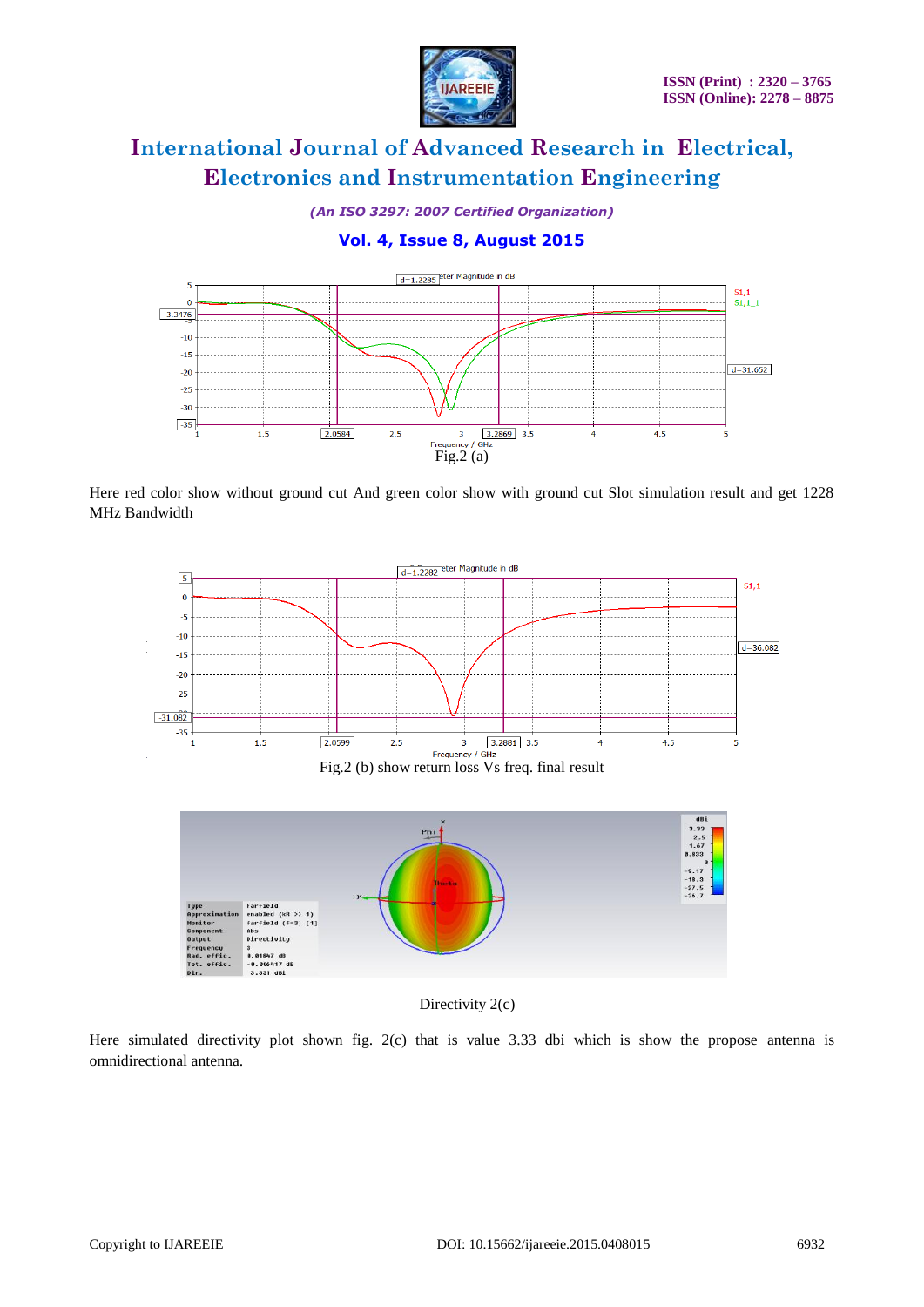Fig.2 (a)

Here red color show without ground cut And green color show with ground cut Slot simulation result and get 1228 MHz Bandwidth

Fig.2 (b) show return loss Vs freq. final result

Directivity 2(c)

Here simulated directivity plot shown fig. 2(c) that is value 3.33 dbi which is show the propose antenna is omnidirectional antenna.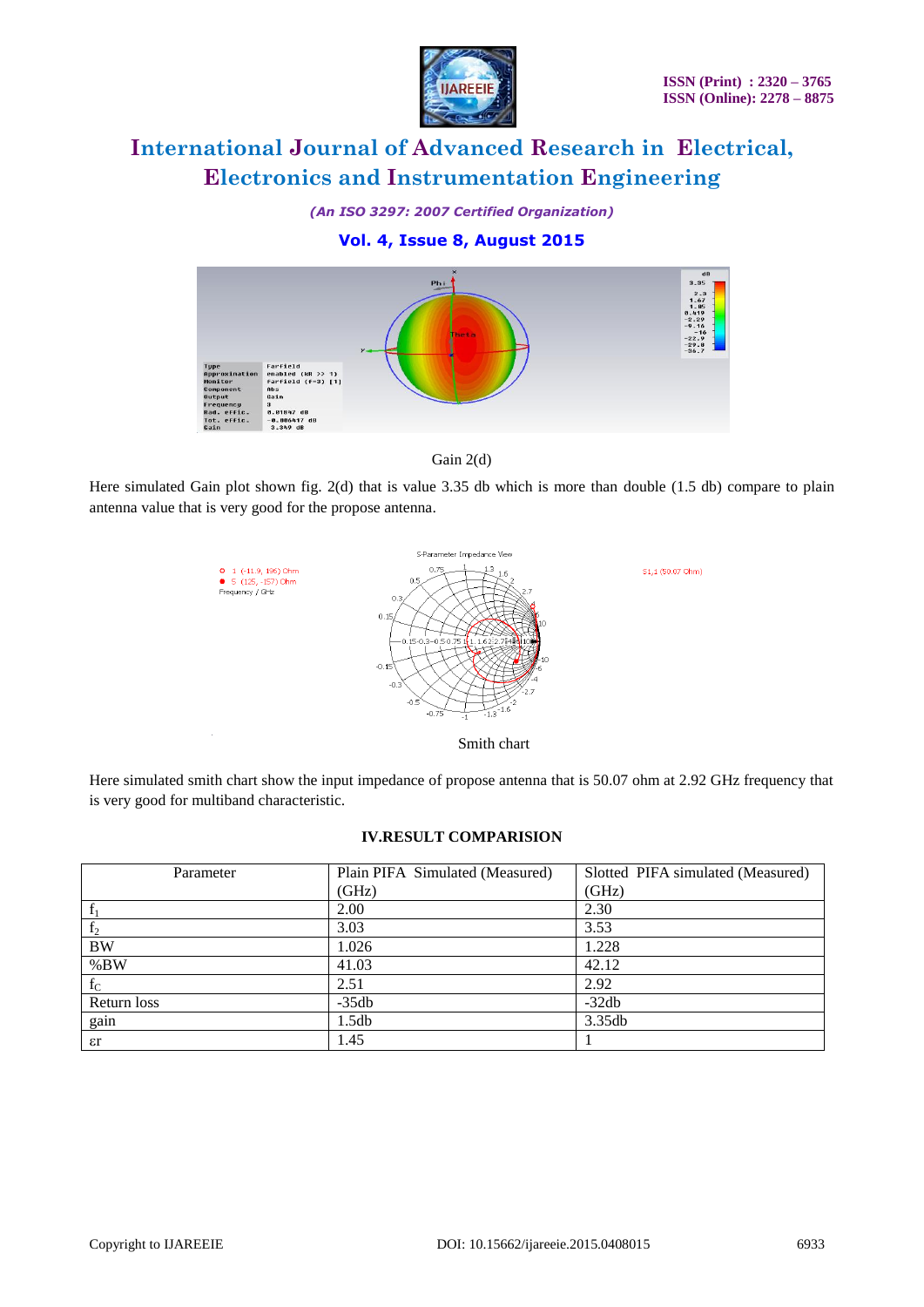Gain 2(d)

Here simulated Gain plot shown fig. 2(d) that is value 3.35 db which is more than double (1.5 db) compare to plain antenna value that is very good for the propose antenna.

Smith chart

Here simulated smith chart show the input impedance of propose antenna that is 50.07 ohm at 2.92 GHz frequency that is very good for multiband characteristic.

### IV.RESULT COMPARISION

| Parameter | Plain PIFA Simulated (Measured) (GHz) | Slotted PIFA simulated (Measured) (GHz) |
|---|---|---|
| $f_1$ | 2.00 | 2.30 |
| $f_2$ | 3.03 | 3.53 |
| BW | 1.026 | 1.228 |
| %BW | 41.03 | 42.12 |
| $f_C$ | 2.51 | 2.92 |
| Return loss | -35db | -32db |
| gain | 1.5db | 3.35db |
| $\varepsilon r$ | 1.45 | 1 |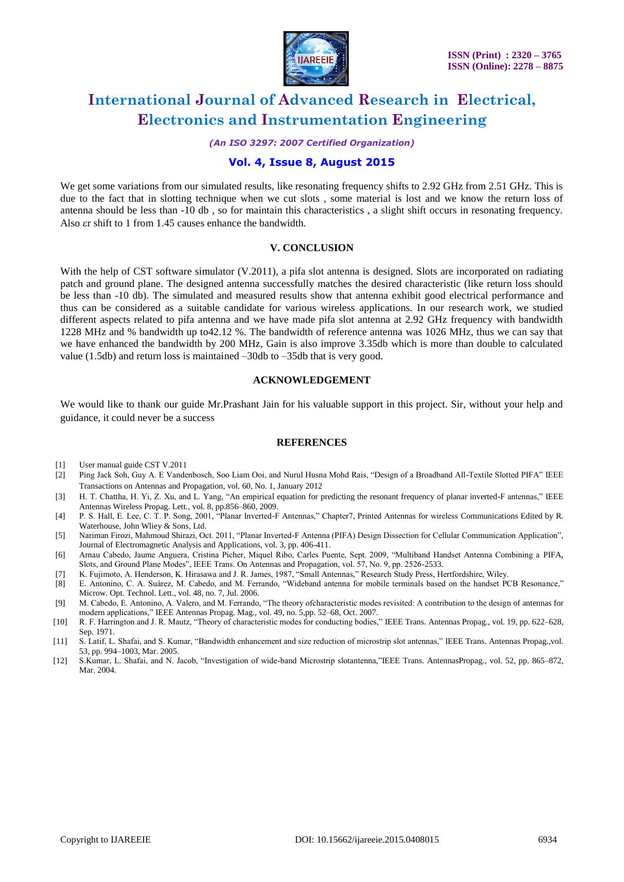We get some variations from our simulated results, like resonating frequency shifts to 2.92 GHz from 2.51 GHz. This is due to the fact that in slotting technique when we cut slots , some material is lost and we know the return loss of antenna should be less than -10 db , so for maintain this characteristics , a slight shift occurs in resonating frequency. Also εr shift to 1 from 1.45 causes enhance the bandwidth.

## V. CONCLUSION

With the help of CST software simulator (V.2011), a pifa slot antenna is designed. Slots are incorporated on radiating patch and ground plane. The designed antenna successfully matches the desired characteristic (like return loss should be less than -10 db). The simulated and measured results show that antenna exhibit good electrical performance and thus can be considered as a suitable candidate for various wireless applications. In our research work, we studied different aspects related to pifa antenna and we have made pifa slot antenna at 2.92 GHz frequency with bandwidth 1228 MHz and % bandwidth up to42.12 %. The bandwidth of reference antenna was 1026 MHz, thus we can say that we have enhanced the bandwidth by 200 MHz, Gain is also improve 3.35db which is more than double to calculated value (1.5db) and return loss is maintained –30db to –35db that is very good.

## ACKNOWLEDGEMENT

We would like to thank our guide Mr.Prashant Jain for his valuable support in this project. Sir, without your help and guidance, it could never be a success

## REFERENCES

[1] User manual guide CST V.2011

[2] Ping Jack Soh, Guy A. E Vandenbosch, Soo Liam Ooi, and Nurul Husna Mohd Rais, "Design of a Broadband All-Textile Slotted PIFA" IEEE Transactions on Antennas and Propagation, vol. 60, No. 1, January 2012

[3] H. T. Chattha, H. Yi, Z. Xu, and L. Yang, "An empirical equation for predicting the resonant frequency of planar inverted-F antennas," IEEE Antennas Wireless Propag. Lett., vol. 8, pp.856–860, 2009.

[4] P. S. Hall, E. Lee, C. T. P. Song, 2001, "Planar Inverted-F Antennas," Chapter7, Printed Antennas for wireless Communications Edited by R. Waterhouse, John Wliey & Sons, Ltd.

[5] Nariman Firozi, Mahmoud Shirazi, Oct. 2011, "Planar Inverted-F Antenna (PIFA) Design Dissection for Cellular Communication Application", Journal of Electromagnetic Analysis and Applications, vol. 3, pp. 406-411.

[6] Arnau Cabedo, Jaume Anguera, Cristina Picher, Miquel Ribo, Carles Puente, Sept. 2009, "Multiband Handset Antenna Combining a PIFA, Slots, and Ground Plane Modes", IEEE Trans. On Antennas and Propagation, vol. 57, No. 9, pp. 2526-2533.

[7] K. Fujimoto, A. Henderson, K. Hirasawa and J. R. James, 1987, "Small Antennas," Research Study Press, Hertfordshire, Wiley.

[8] E. Antonino, C. A. Suárez, M. Cabedo, and M. Ferrando, "Wideband antenna for mobile terminals based on the handset PCB Resonance," Microw. Opt. Technol. Lett., vol. 48, no. 7, Jul. 2006.

[9] M. Cabedo, E. Antonino, A. Valero, and M. Ferrando, "The theory ofcharacteristic modes revisited: A contribution to the design of antennas for modern applications," IEEE Antennas Propag. Mag., vol. 49, no. 5,pp. 52–68, Oct. 2007.

[10] R. F. Harrington and J. R. Mautz, "Theory of characteristic modes for conducting bodies," IEEE Trans. Antennas Propag., vol. 19, pp. 622–628, Sep. 1971.

[11] S. Latif, L. Shafai, and S. Kumar, "Bandwidth enhancement and size reduction of microstrip slot antennas," IEEE Trans. Antennas Propag.,vol. 53, pp. 994–1003, Mar. 2005.

[12] S.Kumar, L. Shafai, and N. Jacob, "Investigation of wide-band Microstrip slotantenna,"IEEE Trans. AntennasPropag., vol. 52, pp. 865–872, Mar. 2004.